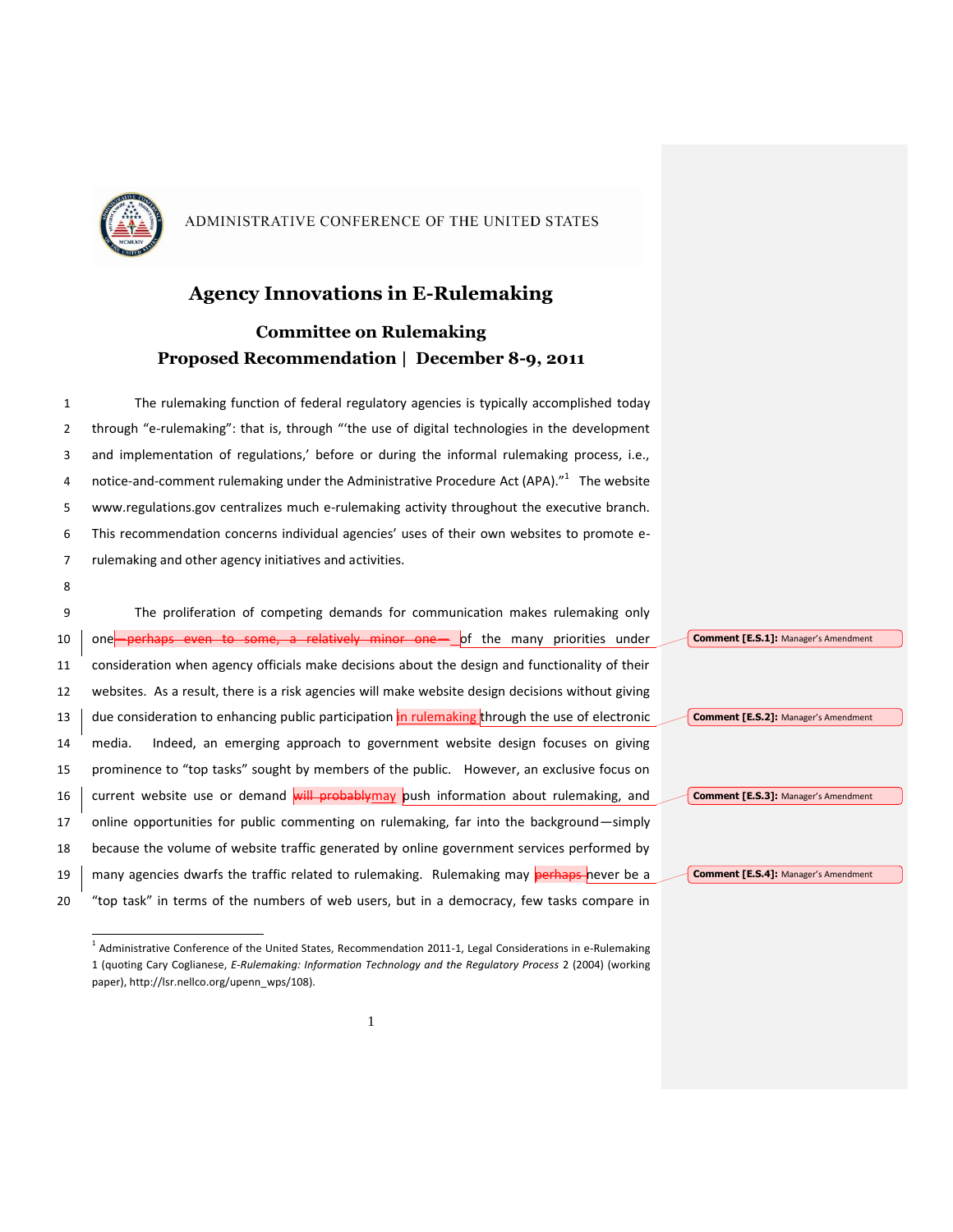ADMINISTRATIVE CONFERENCE OF THE UNITED STATES

# Agency Innovations in E-Rulemaking

## Committee on Rulemaking

## Proposed Recommendation | December 8-9, 2011

The rulemaking function of federal regulatory agencies is typically accomplished today through "e-rulemaking": that is, through "'the use of digital technologies in the development and implementation of regulations,' before or during the informal rulemaking process, i.e., notice-and-comment rulemaking under the Administrative Procedure Act (APA)."[1] The website www.regulations.gov centralizes much e-rulemaking activity throughout the executive branch. This recommendation concerns individual agencies' uses of their own websites to promote e-rulemaking and other agency initiatives and activities.

The proliferation of competing demands for communication makes rulemaking only one~~—perhaps even to some, a relatively minor one—~~ of the many priorities under consideration when agency officials make decisions about the design and functionality of their websites. As a result, there is a risk agencies will make website design decisions without giving due consideration to enhancing public participation in rulemaking through the use of electronic media. Indeed, an emerging approach to government website design focuses on giving prominence to "top tasks" sought by members of the public. However, an exclusive focus on current website use or demand ~~will probably~~may push information about rulemaking, and online opportunities for public commenting on rulemaking, far into the background—simply because the volume of website traffic generated by online government services performed by many agencies dwarfs the traffic related to rulemaking. Rulemaking may ~~perhaps~~ never be a "top task" in terms of the numbers of web users, but in a democracy, few tasks compare in

Comment [E.S.1]: Manager's Amendment

Comment [E.S.2]: Manager's Amendment

Comment [E.S.3]: Manager's Amendment

Comment [E.S.4]: Manager's Amendment

[1] Administrative Conference of the United States, Recommendation 2011-1, Legal Considerations in e-Rulemaking 1 (quoting Cary Coglianese, *E-Rulemaking: Information Technology and the Regulatory Process* 2 (2004) (working paper), http://lsr.nellco.org/upenn_wps/108).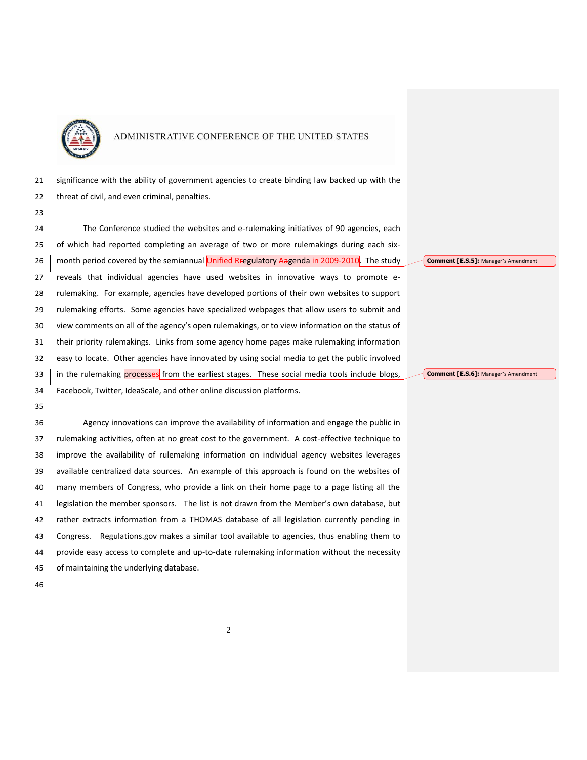significance with the ability of government agencies to create binding law backed up with the threat of civil, and even criminal, penalties.

The Conference studied the websites and e-rulemaking initiatives of 90 agencies, each of which had reported completing an average of two or more rulemakings during each six-month period covered by the semiannual Unified Regulatory Agenda in 2009-2010. The study reveals that individual agencies have used websites in innovative ways to promote e-rulemaking. For example, agencies have developed portions of their own websites to support rulemaking efforts. Some agencies have specialized webpages that allow users to submit and view comments on all of the agency's open rulemakings, or to view information on the status of their priority rulemakings. Links from some agency home pages make rulemaking information easy to locate. Other agencies have innovated by using social media to get the public involved in the rulemaking process from the earliest stages. These social media tools include blogs, Facebook, Twitter, IdeaScale, and other online discussion platforms.

Agency innovations can improve the availability of information and engage the public in rulemaking activities, often at no great cost to the government. A cost-effective technique to improve the availability of rulemaking information on individual agency websites leverages available centralized data sources. An example of this approach is found on the websites of many members of Congress, who provide a link on their home page to a page listing all the legislation the member sponsors. The list is not drawn from the Member's own database, but rather extracts information from a THOMAS database of all legislation currently pending in Congress. Regulations.gov makes a similar tool available to agencies, thus enabling them to provide easy access to complete and up-to-date rulemaking information without the necessity of maintaining the underlying database.

**Comment [E.S.5]:** Manager's Amendment

**Comment [E.S.6]:** Manager's Amendment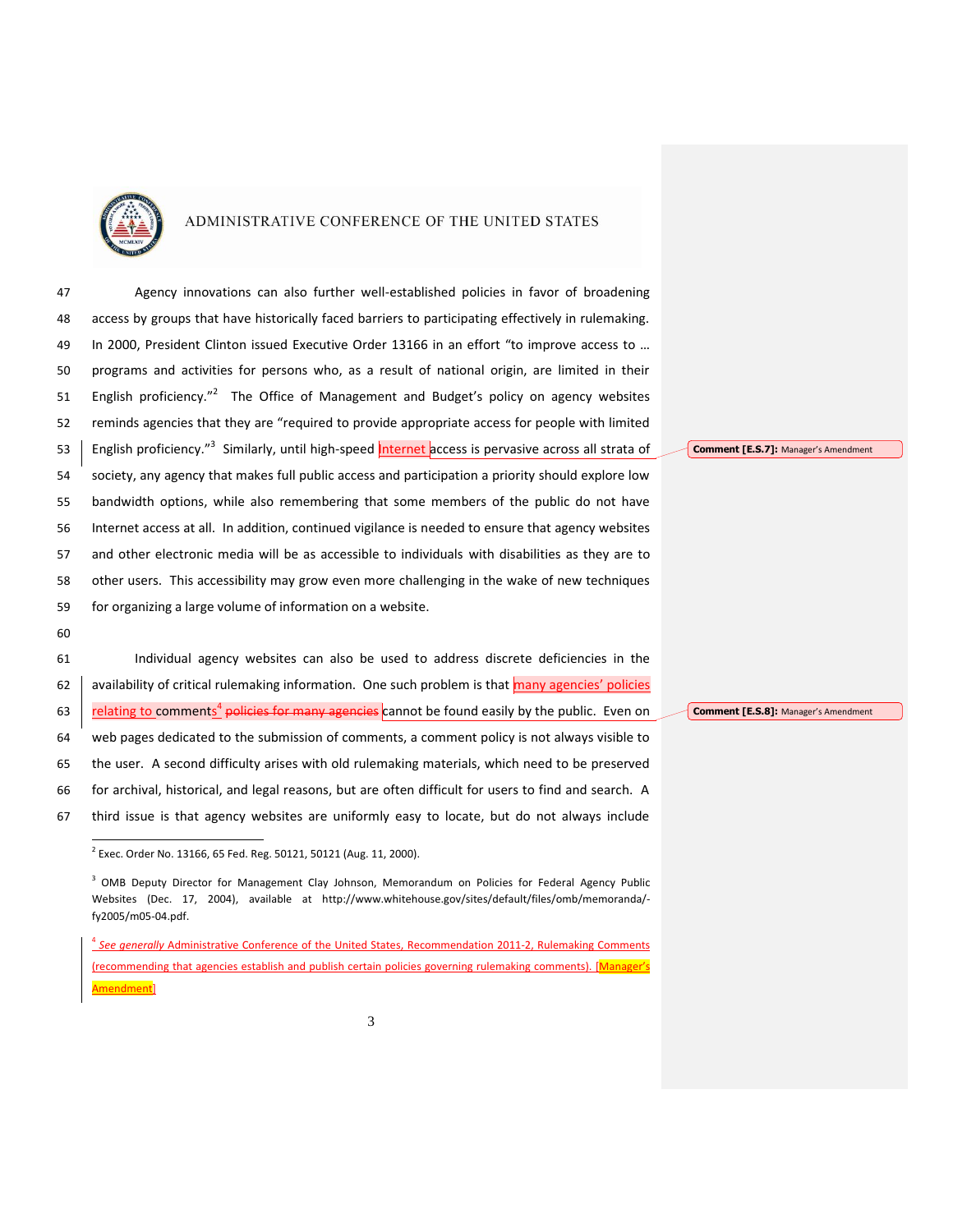Agency innovations can also further well-established policies in favor of broadening access by groups that have historically faced barriers to participating effectively in rulemaking. In 2000, President Clinton issued Executive Order 13166 in an effort "to improve access to … programs and activities for persons who, as a result of national origin, are limited in their English proficiency."[2] The Office of Management and Budget's policy on agency websites reminds agencies that they are "required to provide appropriate access for people with limited English proficiency."[3] Similarly, until high-speed Internet access is pervasive across all strata of society, any agency that makes full public access and participation a priority should explore low bandwidth options, while also remembering that some members of the public do not have Internet access at all. In addition, continued vigilance is needed to ensure that agency websites and other electronic media will be as accessible to individuals with disabilities as they are to other users. This accessibility may grow even more challenging in the wake of new techniques for organizing a large volume of information on a website.

Individual agency websites can also be used to address discrete deficiencies in the availability of critical rulemaking information. One such problem is that many agencies' policies relating to comments[4] ~~policies for many agencies~~ cannot be found easily by the public. Even on web pages dedicated to the submission of comments, a comment policy is not always visible to the user. A second difficulty arises with old rulemaking materials, which need to be preserved for archival, historical, and legal reasons, but are often difficult for users to find and search. A third issue is that agency websites are uniformly easy to locate, but do not always include

Comment [E.S.7]: Manager's Amendment

Comment [E.S.8]: Manager's Amendment

---

[2] Exec. Order No. 13166, 65 Fed. Reg. 50121, 50121 (Aug. 11, 2000).

[3] OMB Deputy Director for Management Clay Johnson, Memorandum on Policies for Federal Agency Public Websites (Dec. 17, 2004), available at http://www.whitehouse.gov/sites/default/files/omb/memoranda/-fy2005/m05-04.pdf.

[4] *See generally* Administrative Conference of the United States, Recommendation 2011-2, Rulemaking Comments (recommending that agencies establish and publish certain policies governing rulemaking comments). [Manager's Amendment]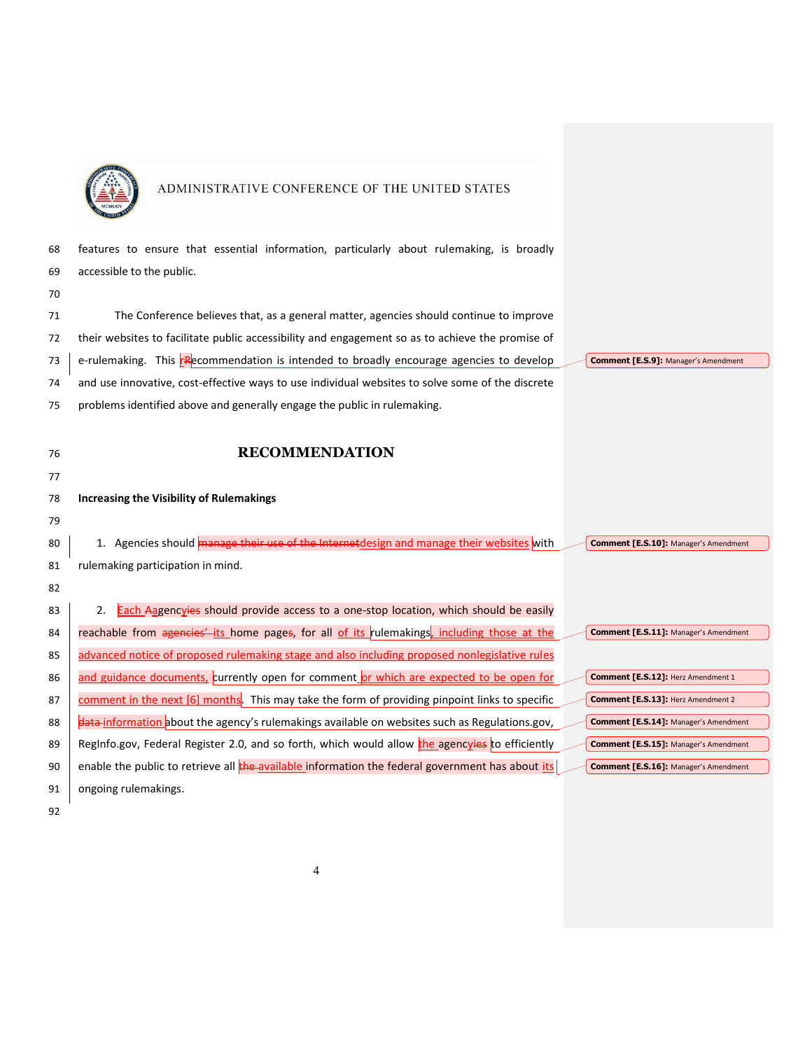features to ensure that essential information, particularly about rulemaking, is broadly accessible to the public.

The Conference believes that, as a general matter, agencies should continue to improve their websites to facilitate public accessibility and engagement so as to achieve the promise of e-rulemaking. This ~~r~~Recommendation is intended to broadly encourage agencies to develop and use innovative, cost-effective ways to use individual websites to solve some of the discrete problems identified above and generally engage the public in rulemaking.

## RECOMMENDATION

**Increasing the Visibility of Rulemakings**

1. Agencies should ~~manage their use of the Internet~~design and manage their websites with rulemaking participation in mind.

2. Each ~~A~~agenc~~ies~~y should provide access to a one-stop location, which should be easily reachable from ~~agencies'~~ its home page~~s~~, for all of its rulemakings, including those at the advanced notice of proposed rulemaking stage and also including proposed nonlegislative rules and guidance documents, currently open for comment or which are expected to be open for comment in the next [6] months. This may take the form of providing pinpoint links to specific ~~data~~ information about the agency's rulemakings available on websites such as Regulations.gov, RegInfo.gov, Federal Register 2.0, and so forth, which would allow the agenc~~ies~~y to efficiently enable the public to retrieve all ~~the~~ available information the federal government has about its ongoing rulemakings.

Comment [E.S.9]: Manager's Amendment
Comment [E.S.10]: Manager's Amendment
Comment [E.S.11]: Manager's Amendment
Comment [E.S.12]: Herz Amendment 1
Comment [E.S.13]: Herz Amendment 2
Comment [E.S.14]: Manager's Amendment
Comment [E.S.15]: Manager's Amendment
Comment [E.S.16]: Manager's Amendment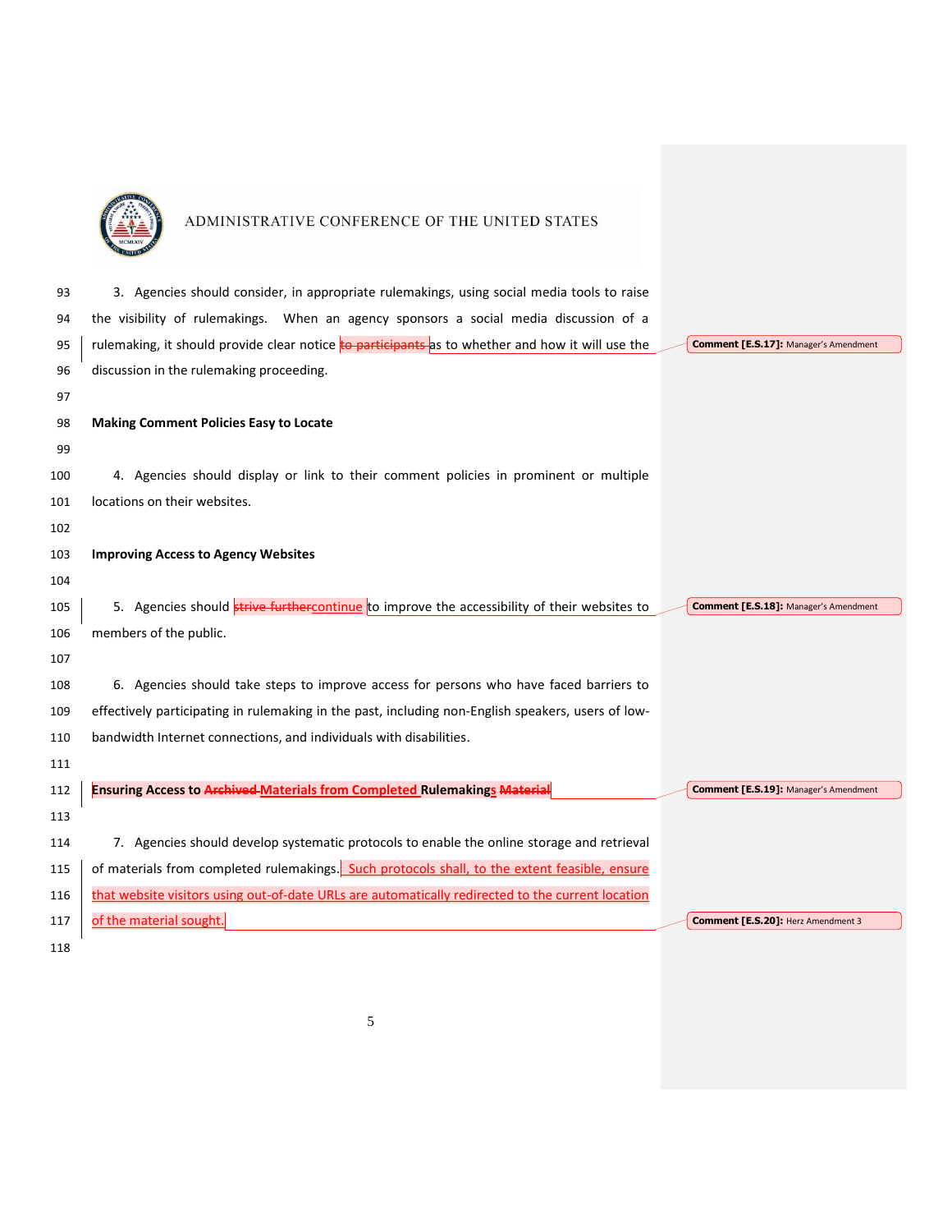3. Agencies should consider, in appropriate rulemakings, using social media tools to raise the visibility of rulemakings. When an agency sponsors a social media discussion of a rulemaking, it should provide clear notice ~~to participants~~ as to whether and how it will use the discussion in the rulemaking proceeding.

**Comment [E.S.17]:** Manager's Amendment

**Making Comment Policies Easy to Locate**

4. Agencies should display or link to their comment policies in prominent or multiple locations on their websites.

**Improving Access to Agency Websites**

5. Agencies should ~~strive further~~continue to improve the accessibility of their websites to members of the public.

**Comment [E.S.18]:** Manager's Amendment

6. Agencies should take steps to improve access for persons who have faced barriers to effectively participating in rulemaking in the past, including non-English speakers, users of low-bandwidth Internet connections, and individuals with disabilities.

**Ensuring Access to ~~Archived~~ Materials from Completed Rulemakings ~~Material~~**

**Comment [E.S.19]:** Manager's Amendment

7. Agencies should develop systematic protocols to enable the online storage and retrieval of materials from completed rulemakings. Such protocols shall, to the extent feasible, ensure that website visitors using out-of-date URLs are automatically redirected to the current location of the material sought.

**Comment [E.S.20]:** Herz Amendment 3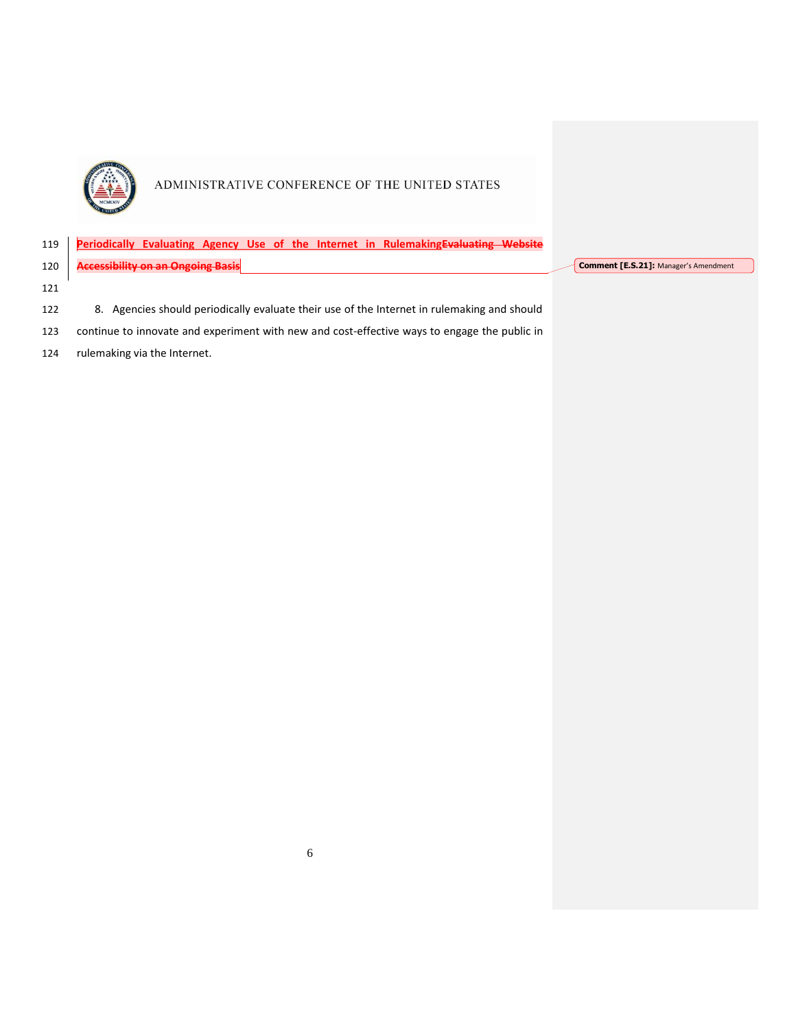**Periodically Evaluating Agency Use of the Internet in Rulemaking**~~Evaluating Website Accessibility on an Ongoing Basis~~

Comment [E.S.21]: Manager's Amendment

8. Agencies should periodically evaluate their use of the Internet in rulemaking and should continue to innovate and experiment with new and cost-effective ways to engage the public in rulemaking via the Internet.